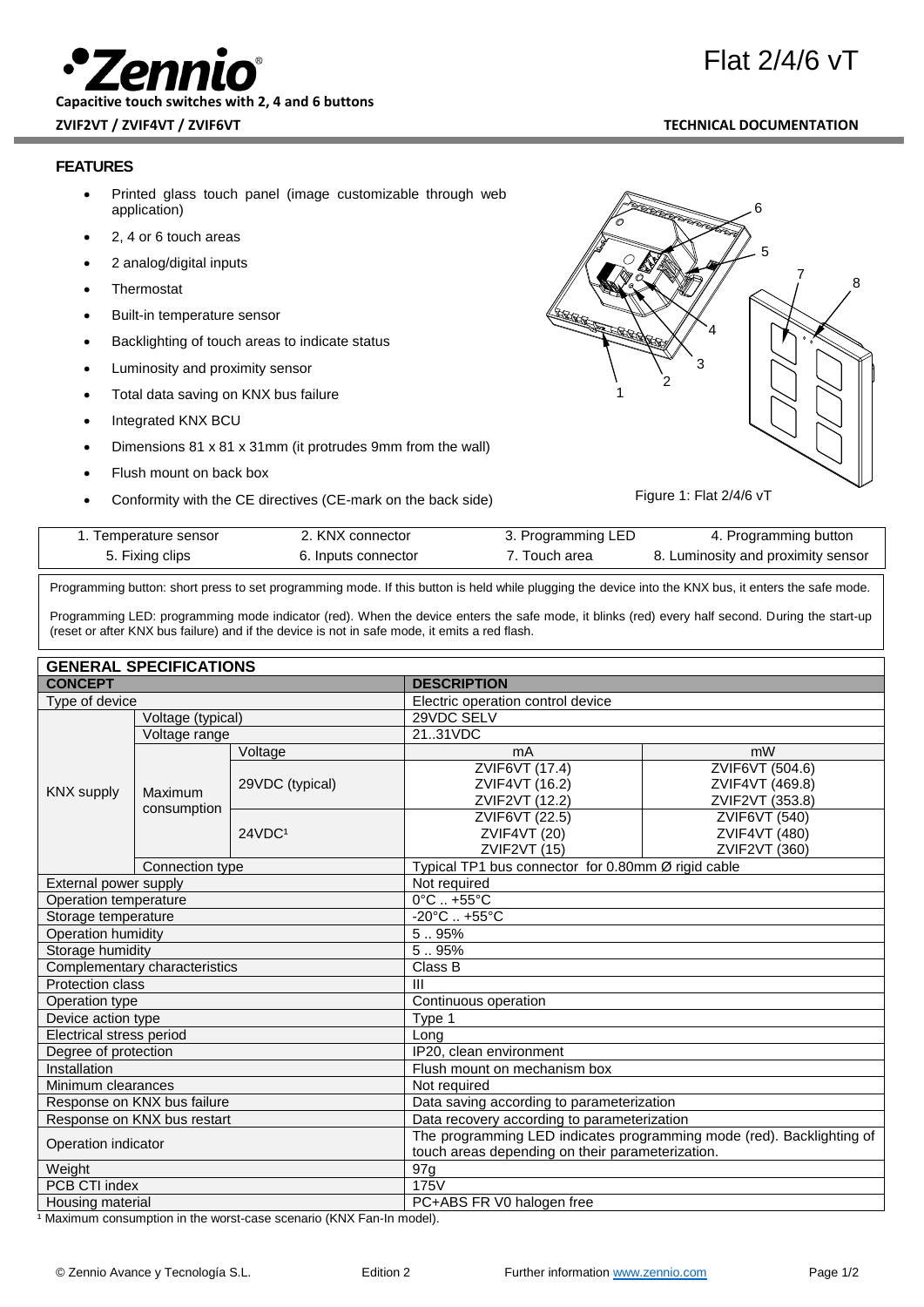# Zennio

**Capacitive touch switches with 2, 4 and 6 buttons**

**ZVIF2VT / ZVIF4VT / ZVIF6VT**

# Flat 2/4/6 vT

**TECHNICAL DOCUMENTATION**

## FEATURES

- Printed glass touch panel (image customizable through web application)
- 2, 4 or 6 touch areas
- 2 analog/digital inputs
- Thermostat
- Built-in temperature sensor
- Backlighting of touch areas to indicate status
- Luminosity and proximity sensor
- Total data saving on KNX bus failure
- Integrated KNX BCU
- Dimensions 81 x 81 x 31mm (it protrudes 9mm from the wall)
- Flush mount on back box
- Conformity with the CE directives (CE-mark on the back side)

Figure 1: Flat 2/4/6 vT

| 1. Temperature sensor | 2. KNX connector | 3. Programming LED | 4. Programming button |
|---|---|---|---|
| 5. Fixing clips | 6. Inputs connector | 7. Touch area | 8. Luminosity and proximity sensor |

Programming button: short press to set programming mode. If this button is held while plugging the device into the KNX bus, it enters the safe mode.

Programming LED: programming mode indicator (red). When the device enters the safe mode, it blinks (red) every half second. During the start-up (reset or after KNX bus failure) and if the device is not in safe mode, it emits a red flash.

## GENERAL SPECIFICATIONS

| CONCEPT | | | DESCRIPTION | |
|---|---|---|---|---|
| Type of device | | | Electric operation control device | |
| KNX supply | Voltage (typical) | | 29VDC SELV | |
| | Voltage range | | 21..31VDC | |
| | Maximum consumption | Voltage | mA | mW |
| | | 29VDC (typical) | ZVIF6VT (17.4)<br>ZVIF4VT (16.2)<br>ZVIF2VT (12.2) | ZVIF6VT (504.6)<br>ZVIF4VT (469.8)<br>ZVIF2VT (353.8) |
| | | 24VDC[1] | ZVIF6VT (22.5)<br>ZVIF4VT (20)<br>ZVIF2VT (15) | ZVIF6VT (540)<br>ZVIF4VT (480)<br>ZVIF2VT (360) |
| | Connection type | | Typical TP1 bus connector for 0.80mm Ø rigid cable | |
| External power supply | | | Not required | |
| Operation temperature | | | 0°C .. +55°C | |
| Storage temperature | | | -20°C .. +55°C | |
| Operation humidity | | | 5 .. 95% | |
| Storage humidity | | | 5 .. 95% | |
| Complementary characteristics | | | Class B | |
| Protection class | | | III | |
| Operation type | | | Continuous operation | |
| Device action type | | | Type 1 | |
| Electrical stress period | | | Long | |
| Degree of protection | | | IP20, clean environment | |
| Installation | | | Flush mount on mechanism box | |
| Minimum clearances | | | Not required | |
| Response on KNX bus failure | | | Data saving according to parameterization | |
| Response on KNX bus restart | | | Data recovery according to parameterization | |
| Operation indicator | | | The programming LED indicates programming mode (red). Backlighting of touch areas depending on their parameterization. | |
| Weight | | | 97g | |
| PCB CTI index | | | 175V | |
| Housing material | | | PC+ABS FR V0 halogen free | |

[1] Maximum consumption in the worst-case scenario (KNX Fan-In model).

© Zennio Avance y Tecnología S.L. Edition 2 Further information www.zennio.com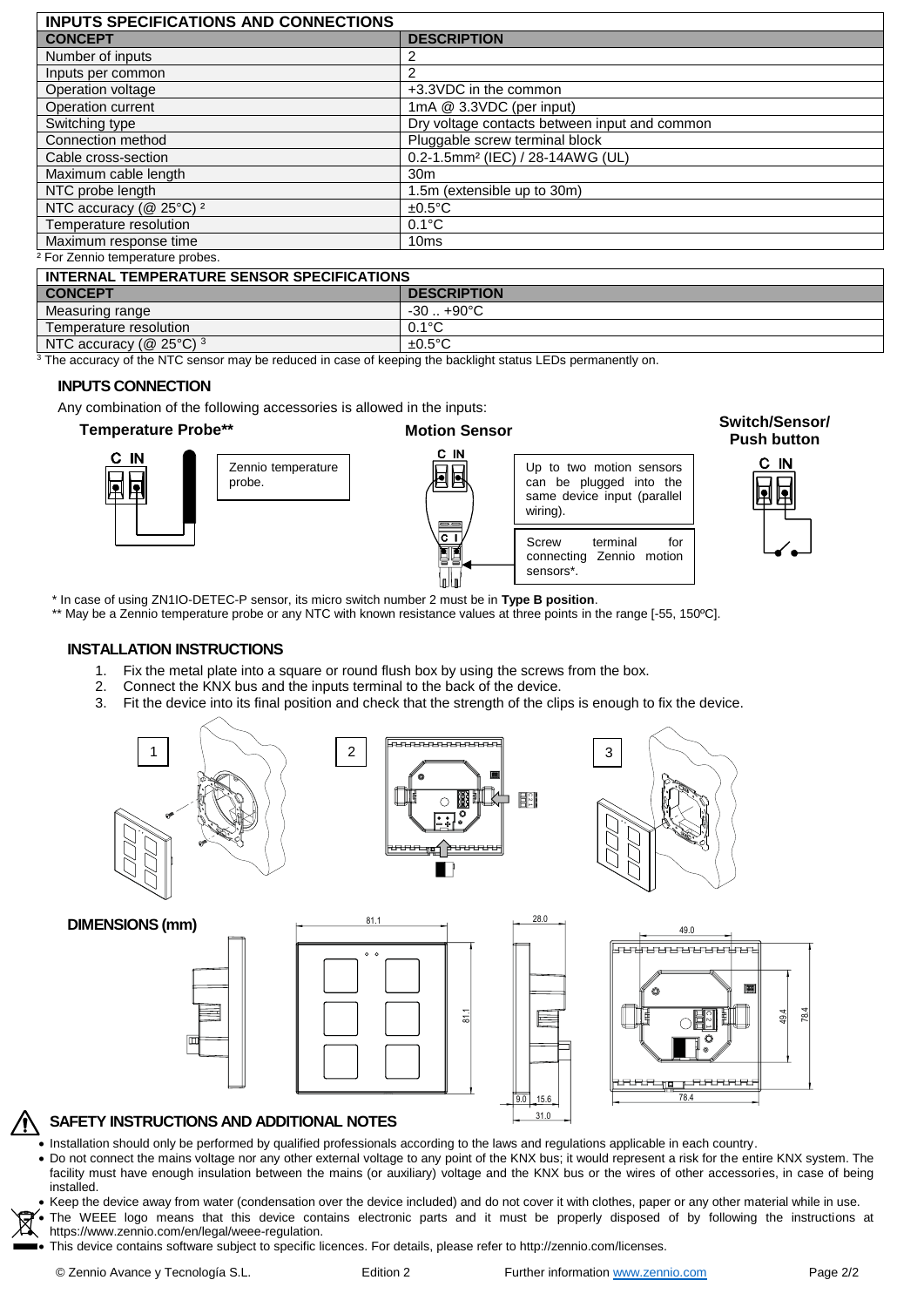| INPUTS SPECIFICATIONS AND CONNECTIONS | |
|---|---|
| **CONCEPT** | **DESCRIPTION** |
| Number of inputs | 2 |
| Inputs per common | 2 |
| Operation voltage | +3.3VDC in the common |
| Operation current | 1mA @ 3.3VDC (per input) |
| Switching type | Dry voltage contacts between input and common |
| Connection method | Pluggable screw terminal block |
| Cable cross-section | 0.2-1.5mm² (IEC) / 28-14AWG (UL) |
| Maximum cable length | 30m |
| NTC probe length | 1.5m (extensible up to 30m) |
| NTC accuracy (@ 25°C) [2] | ±0.5°C |
| Temperature resolution | 0.1°C |
| Maximum response time | 10ms |

[2] For Zennio temperature probes.

| INTERNAL TEMPERATURE SENSOR SPECIFICATIONS | |
|---|---|
| **CONCEPT** | **DESCRIPTION** |
| Measuring range | -30 .. +90°C |
| Temperature resolution | 0.1°C |
| NTC accuracy (@ 25°C) [3] | ±0.5°C |

[3] The accuracy of the NTC sensor may be reduced in case of keeping the backlight status LEDs permanently on.

## INPUTS CONNECTION

Any combination of the following accessories is allowed in the inputs:

**Temperature Probe****

C IN

Zennio temperature probe.

**Motion Sensor**

C IN

Up to two motion sensors can be plugged into the same device input (parallel wiring).

Screw terminal for connecting Zennio motion sensors*.

**Switch/Sensor/ Push button**

C IN

\* In case of using ZN1IO-DETEC-P sensor, its micro switch number 2 must be in **Type B position**.

** May be a Zennio temperature probe or any NTC with known resistance values at three points in the range [-55, 150ºC].

## INSTALLATION INSTRUCTIONS

1. Fix the metal plate into a square or round flush box by using the screws from the box.
2. Connect the KNX bus and the inputs terminal to the back of the device.
3. Fit the device into its final position and check that the strength of the clips is enough to fix the device.

1 2 3

## DIMENSIONS (mm)

81.1

81.1

28.0

9.0 15.6

31.0

49.0

49.4

78.4

78.4

## SAFETY INSTRUCTIONS AND ADDITIONAL NOTES

- Installation should only be performed by qualified professionals according to the laws and regulations applicable in each country.
- Do not connect the mains voltage nor any other external voltage to any point of the KNX bus; it would represent a risk for the entire KNX system. The facility must have enough insulation between the mains (or auxiliary) voltage and the KNX bus or the wires of other accessories, in case of being installed.
- Keep the device away from water (condensation over the device included) and do not cover it with clothes, paper or any other material while in use.
- The WEEE logo means that this device contains electronic parts and it must be properly disposed of by following the instructions at https://www.zennio.com/en/legal/weee-regulation.
- This device contains software subject to specific licences. For details, please refer to http://zennio.com/licenses.

© Zennio Avance y Tecnología S.L. Edition 2 Further information www.zennio.com